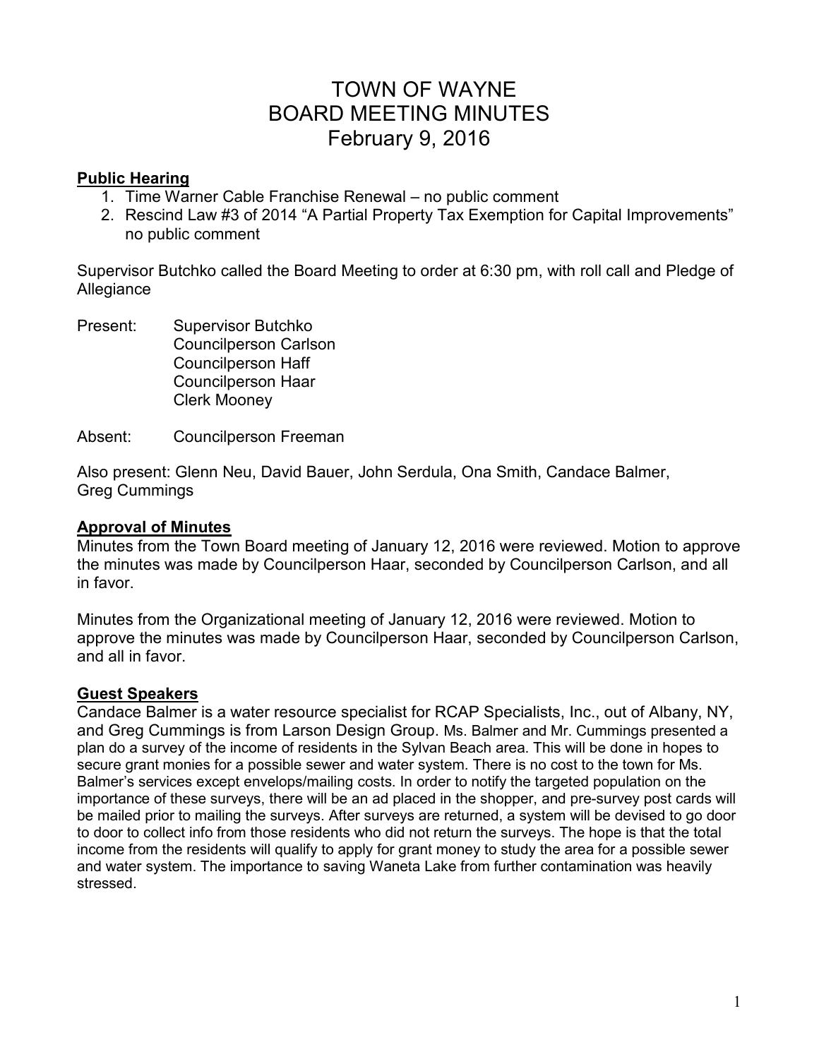# TOWN OF WAYNE
# BOARD MEETING MINUTES
# February 9, 2016

**Public Hearing**

1. Time Warner Cable Franchise Renewal – no public comment
2. Rescind Law #3 of 2014 "A Partial Property Tax Exemption for Capital Improvements" no public comment

Supervisor Butchko called the Board Meeting to order at 6:30 pm, with roll call and Pledge of Allegiance

Present: Supervisor Butchko
Councilperson Carlson
Councilperson Haff
Councilperson Haar
Clerk Mooney

Absent: Councilperson Freeman

Also present: Glenn Neu, David Bauer, John Serdula, Ona Smith, Candace Balmer, Greg Cummings

**Approval of Minutes**

Minutes from the Town Board meeting of January 12, 2016 were reviewed. Motion to approve the minutes was made by Councilperson Haar, seconded by Councilperson Carlson, and all in favor.

Minutes from the Organizational meeting of January 12, 2016 were reviewed. Motion to approve the minutes was made by Councilperson Haar, seconded by Councilperson Carlson, and all in favor.

**Guest Speakers**

Candace Balmer is a water resource specialist for RCAP Specialists, Inc., out of Albany, NY, and Greg Cummings is from Larson Design Group. Ms. Balmer and Mr. Cummings presented a plan do a survey of the income of residents in the Sylvan Beach area. This will be done in hopes to secure grant monies for a possible sewer and water system. There is no cost to the town for Ms. Balmer's services except envelops/mailing costs. In order to notify the targeted population on the importance of these surveys, there will be an ad placed in the shopper, and pre-survey post cards will be mailed prior to mailing the surveys. After surveys are returned, a system will be devised to go door to door to collect info from those residents who did not return the surveys. The hope is that the total income from the residents will qualify to apply for grant money to study the area for a possible sewer and water system. The importance to saving Waneta Lake from further contamination was heavily stressed.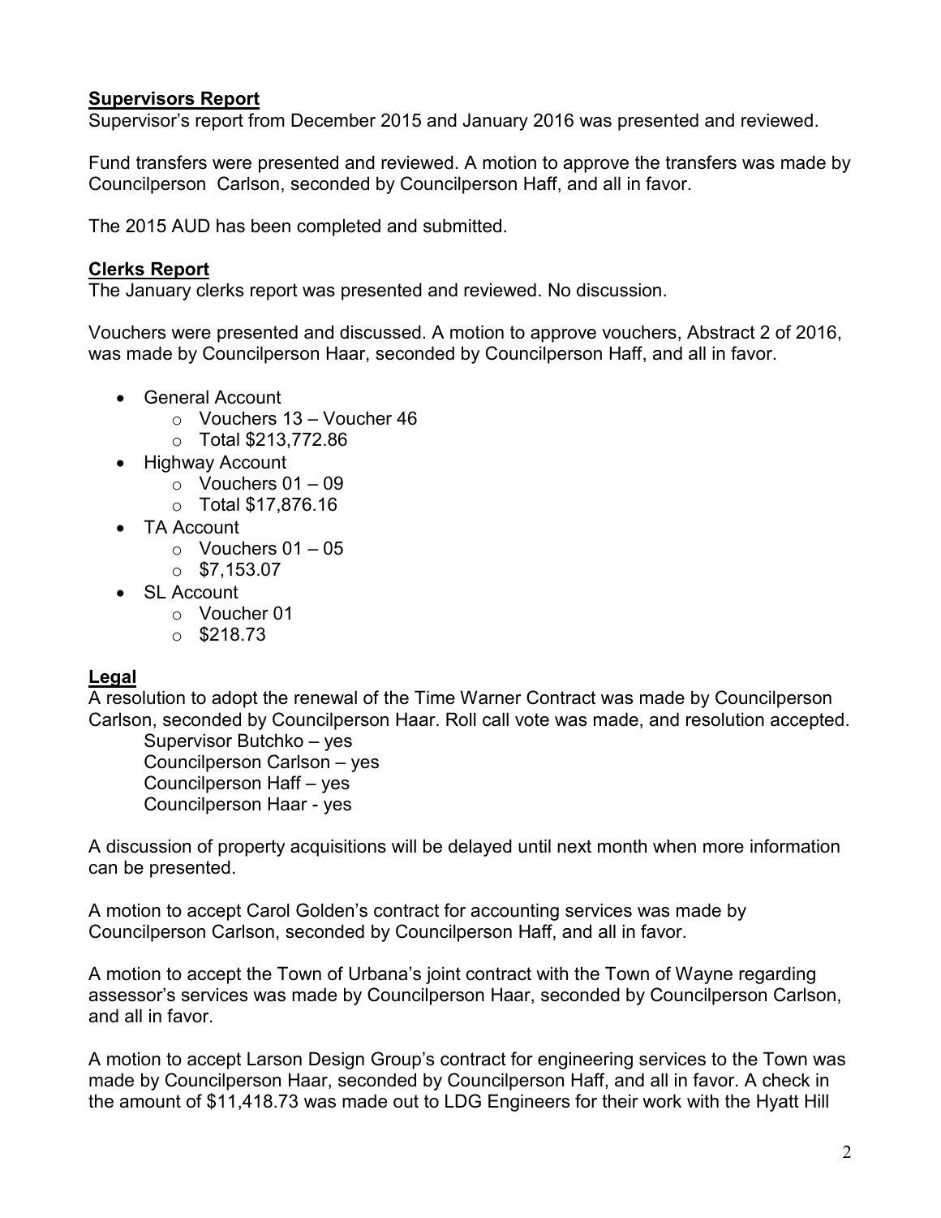## Supervisors Report

Supervisor's report from December 2015 and January 2016 was presented and reviewed.

Fund transfers were presented and reviewed. A motion to approve the transfers was made by Councilperson  Carlson, seconded by Councilperson Haff, and all in favor.

The 2015 AUD has been completed and submitted.

## Clerks Report

The January clerks report was presented and reviewed. No discussion.

Vouchers were presented and discussed. A motion to approve vouchers, Abstract 2 of 2016, was made by Councilperson Haar, seconded by Councilperson Haff, and all in favor.

- General Account
    - Vouchers 13 – Voucher 46
    - Total $213,772.86
- Highway Account
    - Vouchers 01 – 09
    - Total $17,876.16
- TA Account
    - Vouchers 01 – 05
    - $7,153.07
- SL Account
    - Voucher 01
    - $218.73

## Legal

A resolution to adopt the renewal of the Time Warner Contract was made by Councilperson Carlson, seconded by Councilperson Haar. Roll call vote was made, and resolution accepted.

Supervisor Butchko – yes  
Councilperson Carlson – yes  
Councilperson Haff – yes  
Councilperson Haar - yes

A discussion of property acquisitions will be delayed until next month when more information can be presented.

A motion to accept Carol Golden's contract for accounting services was made by Councilperson Carlson, seconded by Councilperson Haff, and all in favor.

A motion to accept the Town of Urbana's joint contract with the Town of Wayne regarding assessor's services was made by Councilperson Haar, seconded by Councilperson Carlson, and all in favor.

A motion to accept Larson Design Group's contract for engineering services to the Town was made by Councilperson Haar, seconded by Councilperson Haff, and all in favor. A check in the amount of $11,418.73 was made out to LDG Engineers for their work with the Hyatt Hill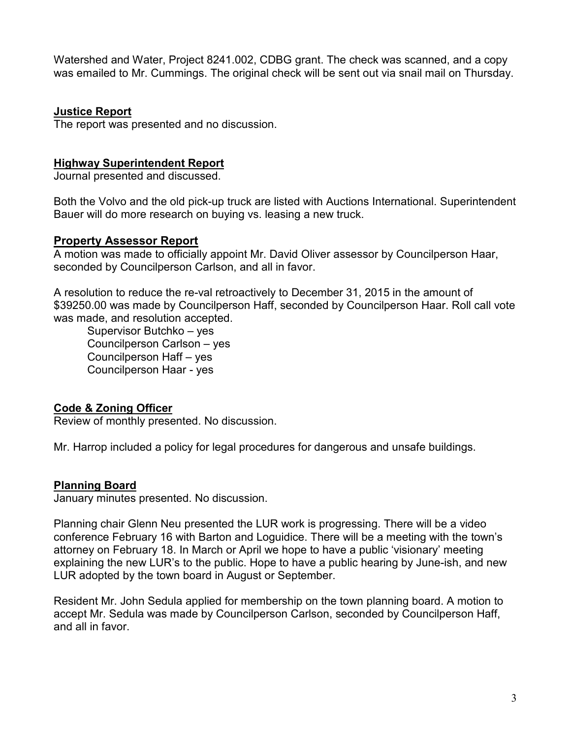Watershed and Water, Project 8241.002, CDBG grant. The check was scanned, and a copy was emailed to Mr. Cummings. The original check will be sent out via snail mail on Thursday.

## **Justice Report**

The report was presented and no discussion.

## **Highway Superintendent Report**

Journal presented and discussed.

Both the Volvo and the old pick-up truck are listed with Auctions International. Superintendent Bauer will do more research on buying vs. leasing a new truck.

## **Property Assessor Report**

A motion was made to officially appoint Mr. David Oliver assessor by Councilperson Haar, seconded by Councilperson Carlson, and all in favor.

A resolution to reduce the re-val retroactively to December 31, 2015 in the amount of $39250.00 was made by Councilperson Haff, seconded by Councilperson Haar. Roll call vote was made, and resolution accepted.

Supervisor Butchko – yes
Councilperson Carlson – yes
Councilperson Haff – yes
Councilperson Haar - yes

## **Code & Zoning Officer**

Review of monthly presented. No discussion.

Mr. Harrop included a policy for legal procedures for dangerous and unsafe buildings.

## **Planning Board**

January minutes presented. No discussion.

Planning chair Glenn Neu presented the LUR work is progressing. There will be a video conference February 16 with Barton and Loguidice. There will be a meeting with the town's attorney on February 18. In March or April we hope to have a public 'visionary' meeting explaining the new LUR's to the public. Hope to have a public hearing by June-ish, and new LUR adopted by the town board in August or September.

Resident Mr. John Sedula applied for membership on the town planning board. A motion to accept Mr. Sedula was made by Councilperson Carlson, seconded by Councilperson Haff, and all in favor.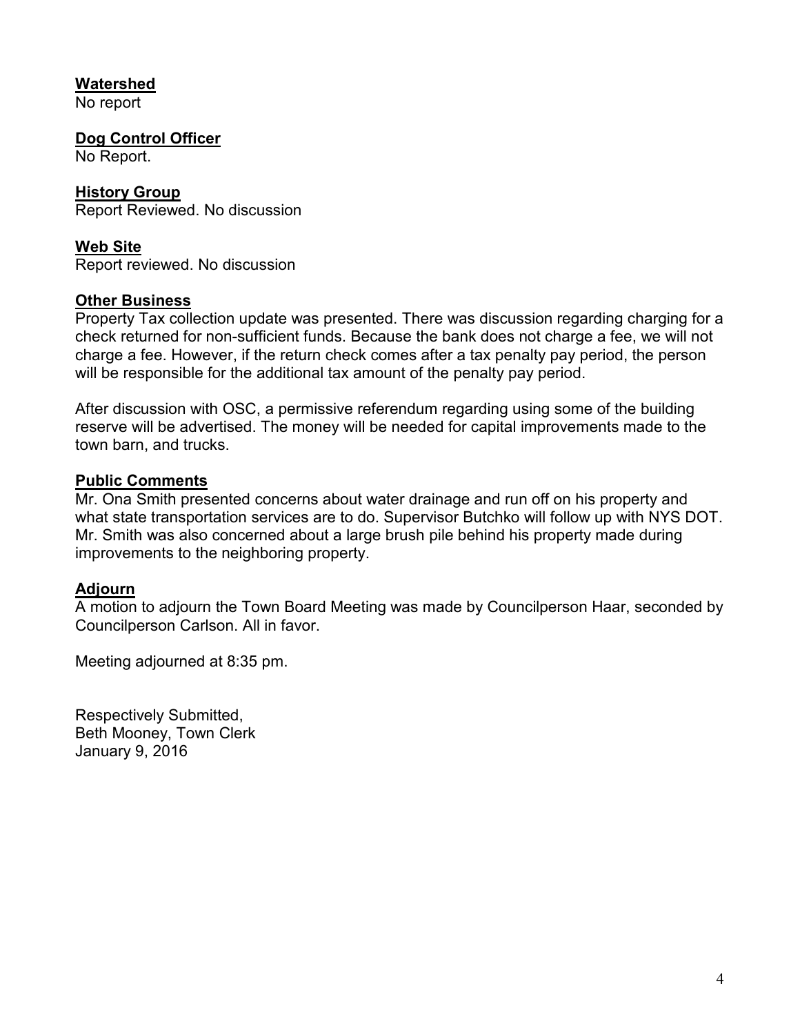**Watershed**
No report

**Dog Control Officer**
No Report.

**History Group**
Report Reviewed. No discussion

**Web Site**
Report reviewed. No discussion

**Other Business**
Property Tax collection update was presented. There was discussion regarding charging for a check returned for non-sufficient funds. Because the bank does not charge a fee, we will not charge a fee. However, if the return check comes after a tax penalty pay period, the person will be responsible for the additional tax amount of the penalty pay period.

After discussion with OSC, a permissive referendum regarding using some of the building reserve will be advertised. The money will be needed for capital improvements made to the town barn, and trucks.

**Public Comments**
Mr. Ona Smith presented concerns about water drainage and run off on his property and what state transportation services are to do. Supervisor Butchko will follow up with NYS DOT. Mr. Smith was also concerned about a large brush pile behind his property made during improvements to the neighboring property.

**Adjourn**
A motion to adjourn the Town Board Meeting was made by Councilperson Haar, seconded by Councilperson Carlson. All in favor.

Meeting adjourned at 8:35 pm.

Respectively Submitted,
Beth Mooney, Town Clerk
January 9, 2016